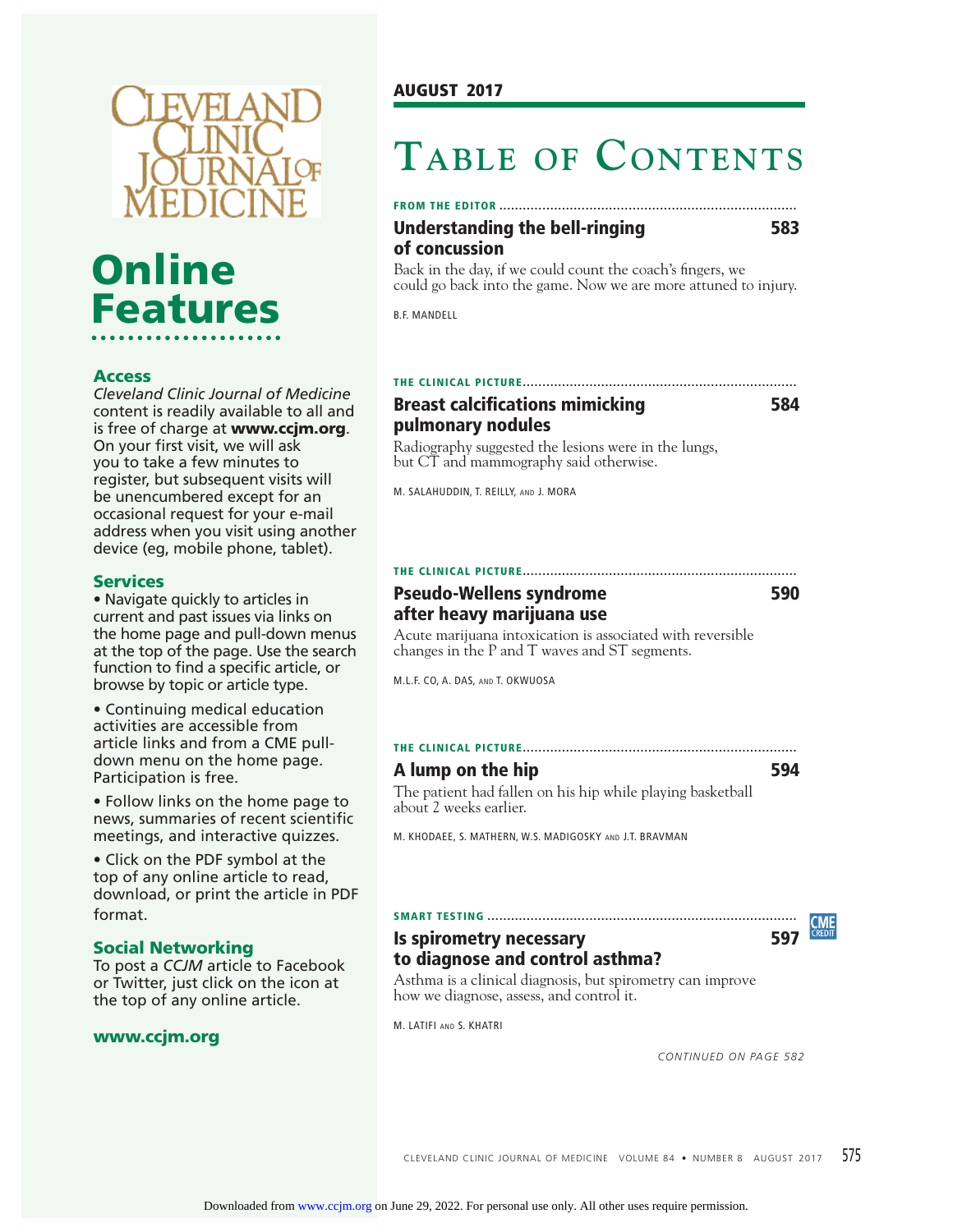# Cleveland Clinic Journal of Medicine

## Online Features

### Access

*Cleveland Clinic Journal of Medicine* content is readily available to all and is free of charge at **www.ccjm.org**. On your first visit, we will ask you to take a few minutes to register, but subsequent visits will be unencumbered except for an occasional request for your e-mail address when you visit using another device (eg, mobile phone, tablet).

### Services

- Navigate quickly to articles in current and past issues via links on the home page and pull-down menus at the top of the page. Use the search function to find a specific article, or browse by topic or article type.
- Continuing medical education activities are accessible from article links and from a CME pull-down menu on the home page. Participation is free.
- Follow links on the home page to news, summaries of recent scientific meetings, and interactive quizzes.
- Click on the PDF symbol at the top of any online article to read, download, or print the article in PDF format.

### Social Networking

To post a *CCJM* article to Facebook or Twitter, just click on the icon at the top of any online article.

**www.ccjm.org**

**AUGUST 2017**

# Table of Contents

**FROM THE EDITOR**

### Understanding the bell-ringing of concussion — 583

Back in the day, if we could count the coach's fingers, we could go back into the game. Now we are more attuned to injury.

B.F. MANDELL

**THE CLINICAL PICTURE**

### Breast calcifications mimicking pulmonary nodules — 584

Radiography suggested the lesions were in the lungs, but CT and mammography said otherwise.

M. SALAHUDDIN, T. REILLY, AND J. MORA

**THE CLINICAL PICTURE**

### Pseudo-Wellens syndrome after heavy marijuana use — 590

Acute marijuana intoxication is associated with reversible changes in the P and T waves and ST segments.

M.L.F. CO, A. DAS, AND T. OKWUOSA

**THE CLINICAL PICTURE**

### A lump on the hip — 594

The patient had fallen on his hip while playing basketball about 2 weeks earlier.

M. KHODAEE, S. MATHERN, W.S. MADIGOSKY AND J.T. BRAVMAN

**SMART TESTING**

### Is spirometry necessary to diagnose and control asthma? — 597 (CME CREDIT)

Asthma is a clinical diagnosis, but spirometry can improve how we diagnose, assess, and control it.

M. LATIFI AND S. KHATRI

*CONTINUED ON PAGE 582*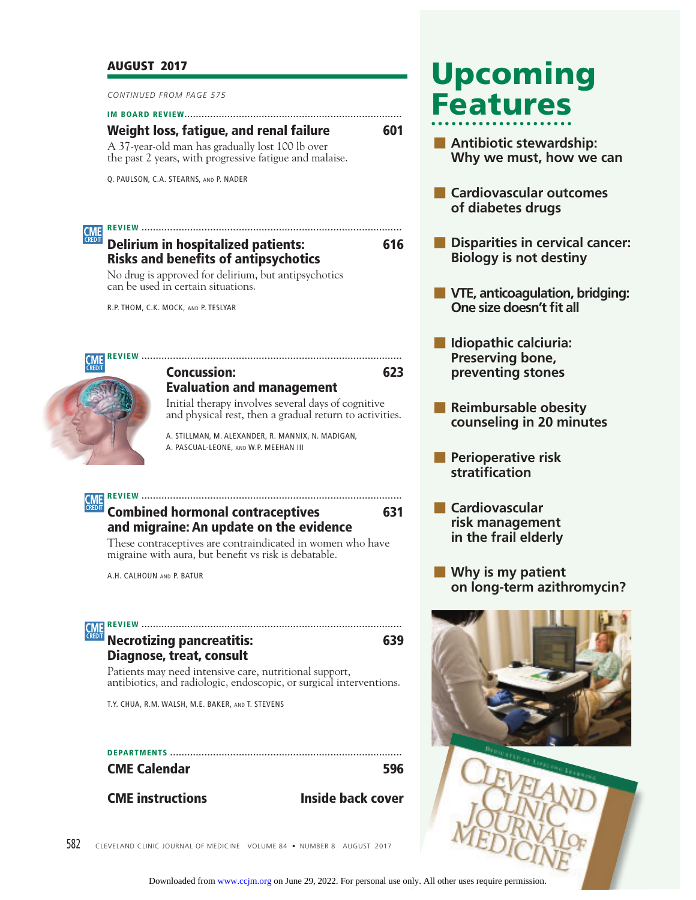## AUGUST 2017

*CONTINUED FROM PAGE 575*

**IM BOARD REVIEW**

### Weight loss, fatigue, and renal failure — 601

A 37-year-old man has gradually lost 100 lb over the past 2 years, with progressive fatigue and malaise.

Q. PAULSON, C.A. STEARNS, AND P. NADER

CME CREDIT **REVIEW**

### Delirium in hospitalized patients: Risks and benefits of antipsychotics — 616

No drug is approved for delirium, but antipsychotics can be used in certain situations.

R.P. THOM, C.K. MOCK, AND P. TESLYAR

CME CREDIT **REVIEW**

### Concussion: Evaluation and management — 623

Initial therapy involves several days of cognitive and physical rest, then a gradual return to activities.

A. STILLMAN, M. ALEXANDER, R. MANNIX, N. MADIGAN, A. PASCUAL-LEONE, AND W.P. MEEHAN III

CME CREDIT **REVIEW**

### Combined hormonal contraceptives and migraine: An update on the evidence — 631

These contraceptives are contraindicated in women who have migraine with aura, but benefit vs risk is debatable.

A.H. CALHOUN AND P. BATUR

CME CREDIT **REVIEW**

### Necrotizing pancreatitis: Diagnose, treat, consult — 639

Patients may need intensive care, nutritional support, antibiotics, and radiologic, endoscopic, or surgical interventions.

T.Y. CHUA, R.M. WALSH, M.E. BAKER, AND T. STEVENS

**DEPARTMENTS**

**CME Calendar** — 596

**CME instructions** — Inside back cover

# Upcoming Features

- Antibiotic stewardship: Why we must, how we can
- Cardiovascular outcomes of diabetes drugs
- Disparities in cervical cancer: Biology is not destiny
- VTE, anticoagulation, bridging: One size doesn't fit all
- Idiopathic calciuria: Preserving bone, preventing stones
- Reimbursable obesity counseling in 20 minutes
- Perioperative risk stratification
- Cardiovascular risk management in the frail elderly
- Why is my patient on long-term azithromycin?